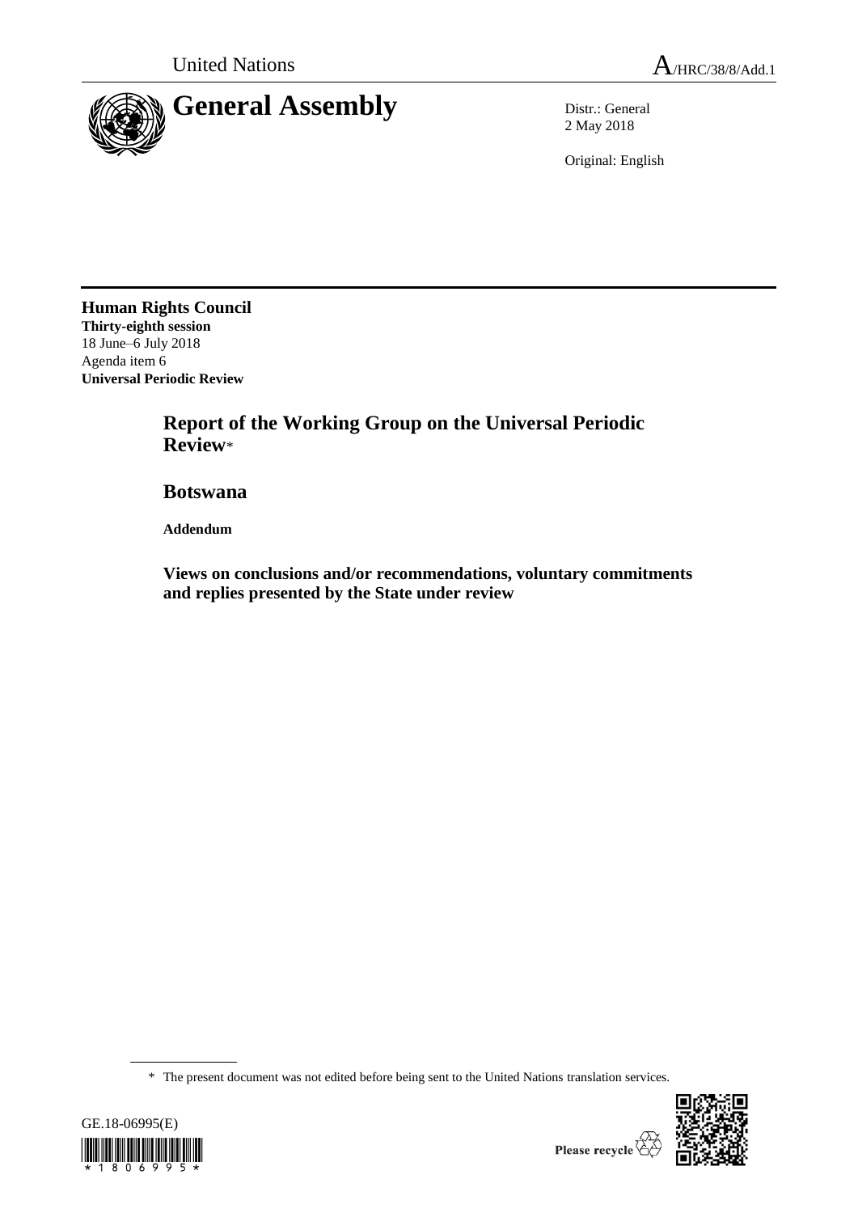United Nations

A/HRC/38/8/Add.1

# General Assembly

Distr.: General
2 May 2018

Original: English

**Human Rights Council**
**Thirty-eighth session**
18 June–6 July 2018
Agenda item 6
**Universal Periodic Review**

## Report of the Working Group on the Universal Periodic Review*

## Botswana

**Addendum**

### Views on conclusions and/or recommendations, voluntary commitments and replies presented by the State under review

\* The present document was not edited before being sent to the United Nations translation services.

GE.18-06995(E)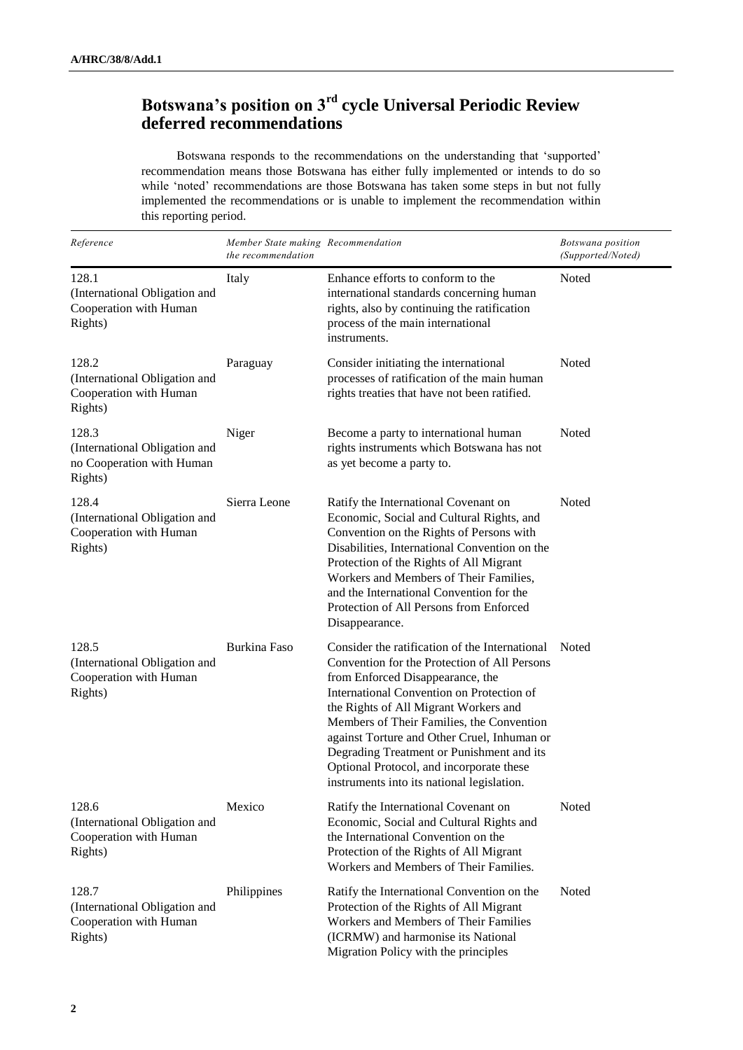## Botswana's position on 3rd cycle Universal Periodic Review deferred recommendations

Botswana responds to the recommendations on the understanding that 'supported' recommendation means those Botswana has either fully implemented or intends to do so while 'noted' recommendations are those Botswana has taken some steps in but not fully implemented the recommendations or is unable to implement the recommendation within this reporting period.

| *Reference* | *Member State making the recommendation* | *Recommendation* | *Botswana position (Supported/Noted)* |
|---|---|---|---|
| 128.1 (International Obligation and Cooperation with Human Rights) | Italy | Enhance efforts to conform to the international standards concerning human rights, also by continuing the ratification process of the main international instruments. | Noted |
| 128.2 (International Obligation and Cooperation with Human Rights) | Paraguay | Consider initiating the international processes of ratification of the main human rights treaties that have not been ratified. | Noted |
| 128.3 (International Obligation and no Cooperation with Human Rights) | Niger | Become a party to international human rights instruments which Botswana has not as yet become a party to. | Noted |
| 128.4 (International Obligation and Cooperation with Human Rights) | Sierra Leone | Ratify the International Covenant on Economic, Social and Cultural Rights, and Convention on the Rights of Persons with Disabilities, International Convention on the Protection of the Rights of All Migrant Workers and Members of Their Families, and the International Convention for the Protection of All Persons from Enforced Disappearance. | Noted |
| 128.5 (International Obligation and Cooperation with Human Rights) | Burkina Faso | Consider the ratification of the International Convention for the Protection of All Persons from Enforced Disappearance, the International Convention on Protection of the Rights of All Migrant Workers and Members of Their Families, the Convention against Torture and Other Cruel, Inhuman or Degrading Treatment or Punishment and its Optional Protocol, and incorporate these instruments into its national legislation. | Noted |
| 128.6 (International Obligation and Cooperation with Human Rights) | Mexico | Ratify the International Covenant on Economic, Social and Cultural Rights and the International Convention on the Protection of the Rights of All Migrant Workers and Members of Their Families. | Noted |
| 128.7 (International Obligation and Cooperation with Human Rights) | Philippines | Ratify the International Convention on the Protection of the Rights of All Migrant Workers and Members of Their Families (ICRMW) and harmonise its National Migration Policy with the principles | Noted |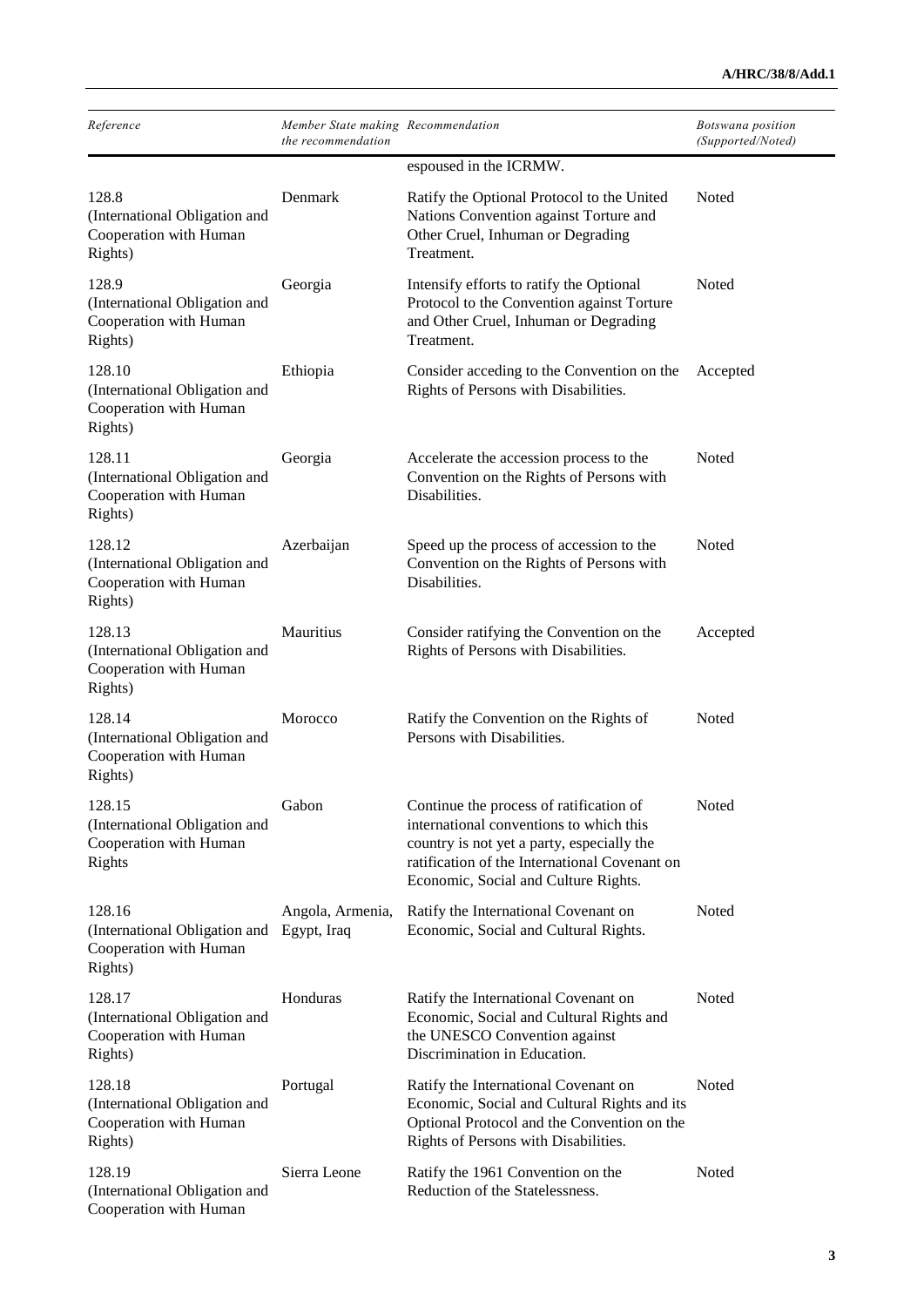| Reference | Member State making the recommendation | Recommendation | Botswana position (Supported/Noted) |
|---|---|---|---|
| | | espoused in the ICRMW. | |
| 128.8 (International Obligation and Cooperation with Human Rights) | Denmark | Ratify the Optional Protocol to the United Nations Convention against Torture and Other Cruel, Inhuman or Degrading Treatment. | Noted |
| 128.9 (International Obligation and Cooperation with Human Rights) | Georgia | Intensify efforts to ratify the Optional Protocol to the Convention against Torture and Other Cruel, Inhuman or Degrading Treatment. | Noted |
| 128.10 (International Obligation and Cooperation with Human Rights) | Ethiopia | Consider acceding to the Convention on the Rights of Persons with Disabilities. | Accepted |
| 128.11 (International Obligation and Cooperation with Human Rights) | Georgia | Accelerate the accession process to the Convention on the Rights of Persons with Disabilities. | Noted |
| 128.12 (International Obligation and Cooperation with Human Rights) | Azerbaijan | Speed up the process of accession to the Convention on the Rights of Persons with Disabilities. | Noted |
| 128.13 (International Obligation and Cooperation with Human Rights) | Mauritius | Consider ratifying the Convention on the Rights of Persons with Disabilities. | Accepted |
| 128.14 (International Obligation and Cooperation with Human Rights) | Morocco | Ratify the Convention on the Rights of Persons with Disabilities. | Noted |
| 128.15 (International Obligation and Cooperation with Human Rights | Gabon | Continue the process of ratification of international conventions to which this country is not yet a party, especially the ratification of the International Covenant on Economic, Social and Culture Rights. | Noted |
| 128.16 (International Obligation and Cooperation with Human Rights) | Angola, Armenia, Egypt, Iraq | Ratify the International Covenant on Economic, Social and Cultural Rights. | Noted |
| 128.17 (International Obligation and Cooperation with Human Rights) | Honduras | Ratify the International Covenant on Economic, Social and Cultural Rights and the UNESCO Convention against Discrimination in Education. | Noted |
| 128.18 (International Obligation and Cooperation with Human Rights) | Portugal | Ratify the International Covenant on Economic, Social and Cultural Rights and its Optional Protocol and the Convention on the Rights of Persons with Disabilities. | Noted |
| 128.19 (International Obligation and Cooperation with Human | Sierra Leone | Ratify the 1961 Convention on the Reduction of the Statelessness. | Noted |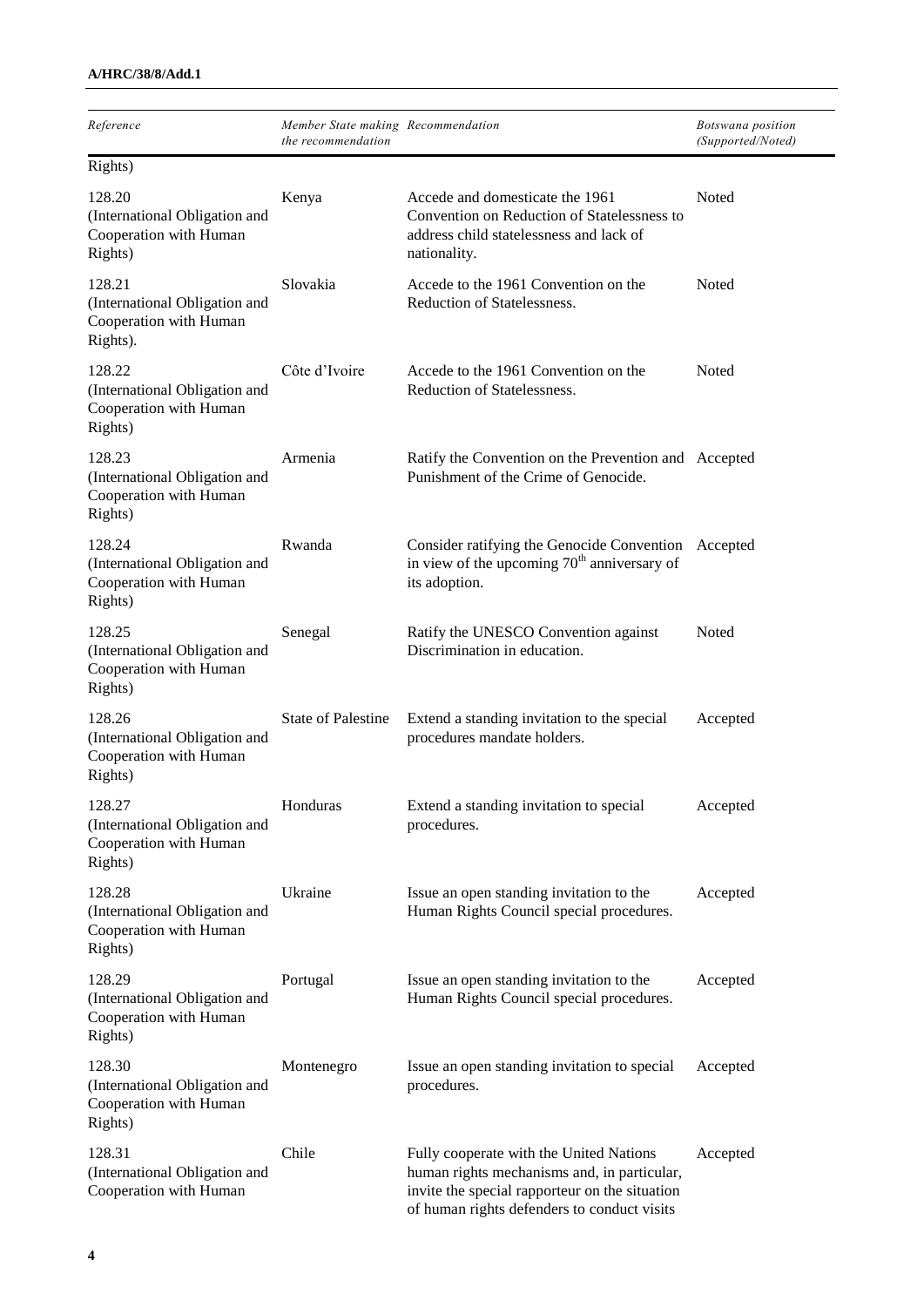| Reference | Member State making the recommendation | Recommendation | Botswana position (Supported/Noted) |
|---|---|---|---|
| Rights) | | | |
| 128.20 (International Obligation and Cooperation with Human Rights) | Kenya | Accede and domesticate the 1961 Convention on Reduction of Statelessness to address child statelessness and lack of nationality. | Noted |
| 128.21 (International Obligation and Cooperation with Human Rights). | Slovakia | Accede to the 1961 Convention on the Reduction of Statelessness. | Noted |
| 128.22 (International Obligation and Cooperation with Human Rights) | Côte d'Ivoire | Accede to the 1961 Convention on the Reduction of Statelessness. | Noted |
| 128.23 (International Obligation and Cooperation with Human Rights) | Armenia | Ratify the Convention on the Prevention and Punishment of the Crime of Genocide. | Accepted |
| 128.24 (International Obligation and Cooperation with Human Rights) | Rwanda | Consider ratifying the Genocide Convention in view of the upcoming 70th anniversary of its adoption. | Accepted |
| 128.25 (International Obligation and Cooperation with Human Rights) | Senegal | Ratify the UNESCO Convention against Discrimination in education. | Noted |
| 128.26 (International Obligation and Cooperation with Human Rights) | State of Palestine | Extend a standing invitation to the special procedures mandate holders. | Accepted |
| 128.27 (International Obligation and Cooperation with Human Rights) | Honduras | Extend a standing invitation to special procedures. | Accepted |
| 128.28 (International Obligation and Cooperation with Human Rights) | Ukraine | Issue an open standing invitation to the Human Rights Council special procedures. | Accepted |
| 128.29 (International Obligation and Cooperation with Human Rights) | Portugal | Issue an open standing invitation to the Human Rights Council special procedures. | Accepted |
| 128.30 (International Obligation and Cooperation with Human Rights) | Montenegro | Issue an open standing invitation to special procedures. | Accepted |
| 128.31 (International Obligation and Cooperation with Human | Chile | Fully cooperate with the United Nations human rights mechanisms and, in particular, invite the special rapporteur on the situation of human rights defenders to conduct visits | Accepted |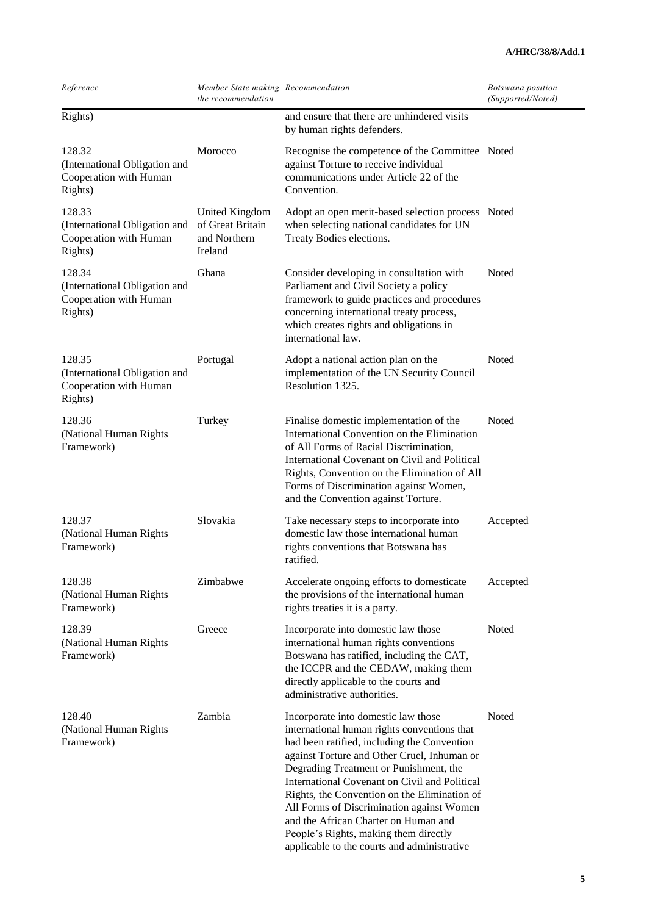| Reference | Member State making the recommendation | Recommendation | Botswana position (Supported/Noted) |
|---|---|---|---|
| Rights) | | and ensure that there are unhindered visits by human rights defenders. | |
| 128.32 (International Obligation and Cooperation with Human Rights) | Morocco | Recognise the competence of the Committee against Torture to receive individual communications under Article 22 of the Convention. | Noted |
| 128.33 (International Obligation and Cooperation with Human Rights) | United Kingdom of Great Britain and Northern Ireland | Adopt an open merit-based selection process when selecting national candidates for UN Treaty Bodies elections. | Noted |
| 128.34 (International Obligation and Cooperation with Human Rights) | Ghana | Consider developing in consultation with Parliament and Civil Society a policy framework to guide practices and procedures concerning international treaty process, which creates rights and obligations in international law. | Noted |
| 128.35 (International Obligation and Cooperation with Human Rights) | Portugal | Adopt a national action plan on the implementation of the UN Security Council Resolution 1325. | Noted |
| 128.36 (National Human Rights Framework) | Turkey | Finalise domestic implementation of the International Convention on the Elimination of All Forms of Racial Discrimination, International Covenant on Civil and Political Rights, Convention on the Elimination of All Forms of Discrimination against Women, and the Convention against Torture. | Noted |
| 128.37 (National Human Rights Framework) | Slovakia | Take necessary steps to incorporate into domestic law those international human rights conventions that Botswana has ratified. | Accepted |
| 128.38 (National Human Rights Framework) | Zimbabwe | Accelerate ongoing efforts to domesticate the provisions of the international human rights treaties it is a party. | Accepted |
| 128.39 (National Human Rights Framework) | Greece | Incorporate into domestic law those international human rights conventions Botswana has ratified, including the CAT, the ICCPR and the CEDAW, making them directly applicable to the courts and administrative authorities. | Noted |
| 128.40 (National Human Rights Framework) | Zambia | Incorporate into domestic law those international human rights conventions that had been ratified, including the Convention against Torture and Other Cruel, Inhuman or Degrading Treatment or Punishment, the International Covenant on Civil and Political Rights, the Convention on the Elimination of All Forms of Discrimination against Women and the African Charter on Human and People's Rights, making them directly applicable to the courts and administrative | Noted |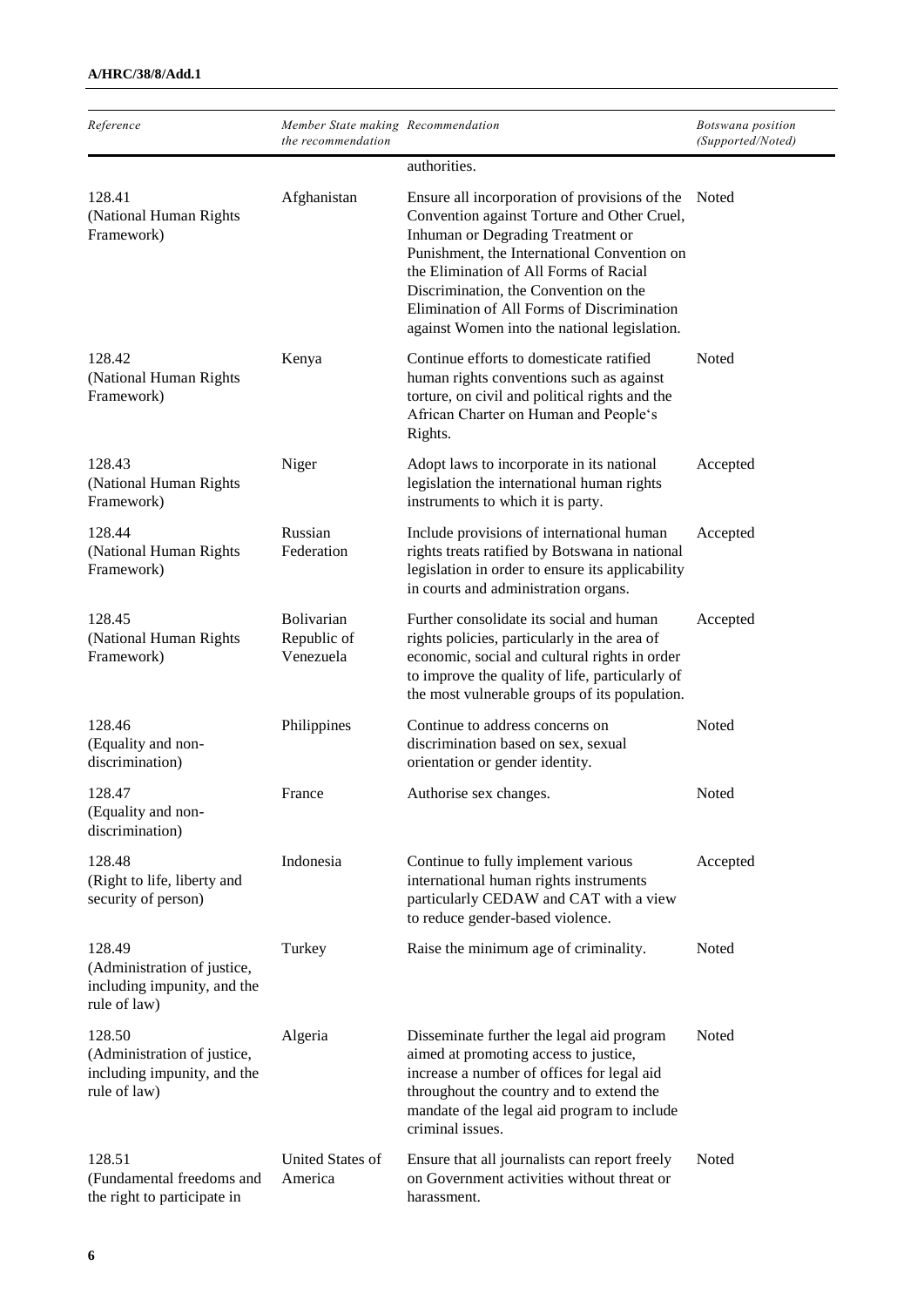| Reference | Member State making the recommendation | Recommendation | Botswana position (Supported/Noted) |
|---|---|---|---|
| | | authorities. | |
| 128.41 (National Human Rights Framework) | Afghanistan | Ensure all incorporation of provisions of the Convention against Torture and Other Cruel, Inhuman or Degrading Treatment or Punishment, the International Convention on the Elimination of All Forms of Racial Discrimination, the Convention on the Elimination of All Forms of Discrimination against Women into the national legislation. | Noted |
| 128.42 (National Human Rights Framework) | Kenya | Continue efforts to domesticate ratified human rights conventions such as against torture, on civil and political rights and the African Charter on Human and People's Rights. | Noted |
| 128.43 (National Human Rights Framework) | Niger | Adopt laws to incorporate in its national legislation the international human rights instruments to which it is party. | Accepted |
| 128.44 (National Human Rights Framework) | Russian Federation | Include provisions of international human rights treats ratified by Botswana in national legislation in order to ensure its applicability in courts and administration organs. | Accepted |
| 128.45 (National Human Rights Framework) | Bolivarian Republic of Venezuela | Further consolidate its social and human rights policies, particularly in the area of economic, social and cultural rights in order to improve the quality of life, particularly of the most vulnerable groups of its population. | Accepted |
| 128.46 (Equality and non-discrimination) | Philippines | Continue to address concerns on discrimination based on sex, sexual orientation or gender identity. | Noted |
| 128.47 (Equality and non-discrimination) | France | Authorise sex changes. | Noted |
| 128.48 (Right to life, liberty and security of person) | Indonesia | Continue to fully implement various international human rights instruments particularly CEDAW and CAT with a view to reduce gender-based violence. | Accepted |
| 128.49 (Administration of justice, including impunity, and the rule of law) | Turkey | Raise the minimum age of criminality. | Noted |
| 128.50 (Administration of justice, including impunity, and the rule of law) | Algeria | Disseminate further the legal aid program aimed at promoting access to justice, increase a number of offices for legal aid throughout the country and to extend the mandate of the legal aid program to include criminal issues. | Noted |
| 128.51 (Fundamental freedoms and the right to participate in | United States of America | Ensure that all journalists can report freely on Government activities without threat or harassment. | Noted |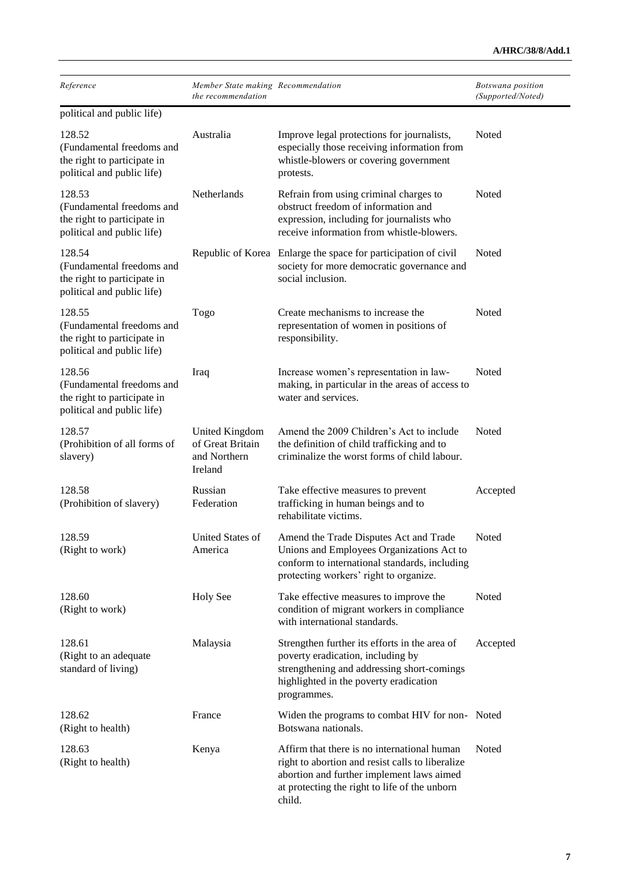| Reference | Member State making the recommendation | Recommendation | Botswana position (Supported/Noted) |
|---|---|---|---|
| political and public life) | | | |
| 128.52 (Fundamental freedoms and the right to participate in political and public life) | Australia | Improve legal protections for journalists, especially those receiving information from whistle-blowers or covering government protests. | Noted |
| 128.53 (Fundamental freedoms and the right to participate in political and public life) | Netherlands | Refrain from using criminal charges to obstruct freedom of information and expression, including for journalists who receive information from whistle-blowers. | Noted |
| 128.54 (Fundamental freedoms and the right to participate in political and public life) | Republic of Korea | Enlarge the space for participation of civil society for more democratic governance and social inclusion. | Noted |
| 128.55 (Fundamental freedoms and the right to participate in political and public life) | Togo | Create mechanisms to increase the representation of women in positions of responsibility. | Noted |
| 128.56 (Fundamental freedoms and the right to participate in political and public life) | Iraq | Increase women's representation in law-making, in particular in the areas of access to water and services. | Noted |
| 128.57 (Prohibition of all forms of slavery) | United Kingdom of Great Britain and Northern Ireland | Amend the 2009 Children's Act to include the definition of child trafficking and to criminalize the worst forms of child labour. | Noted |
| 128.58 (Prohibition of slavery) | Russian Federation | Take effective measures to prevent trafficking in human beings and to rehabilitate victims. | Accepted |
| 128.59 (Right to work) | United States of America | Amend the Trade Disputes Act and Trade Unions and Employees Organizations Act to conform to international standards, including protecting workers' right to organize. | Noted |
| 128.60 (Right to work) | Holy See | Take effective measures to improve the condition of migrant workers in compliance with international standards. | Noted |
| 128.61 (Right to an adequate standard of living) | Malaysia | Strengthen further its efforts in the area of poverty eradication, including by strengthening and addressing short-comings highlighted in the poverty eradication programmes. | Accepted |
| 128.62 (Right to health) | France | Widen the programs to combat HIV for non-Botswana nationals. | Noted |
| 128.63 (Right to health) | Kenya | Affirm that there is no international human right to abortion and resist calls to liberalize abortion and further implement laws aimed at protecting the right to life of the unborn child. | Noted |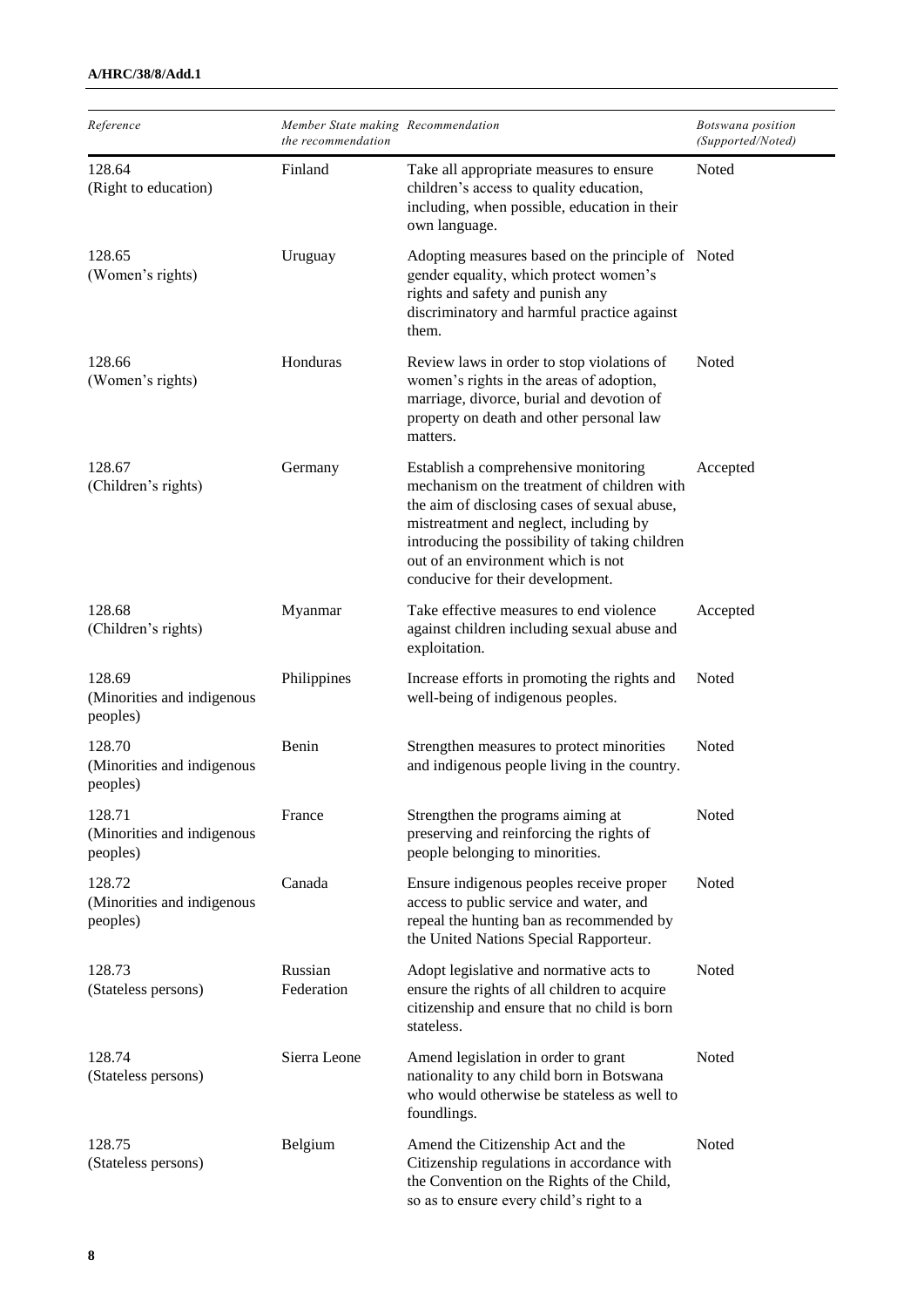| Reference | Member State making the recommendation | Recommendation | Botswana position (Supported/Noted) |
|---|---|---|---|
| 128.64 (Right to education) | Finland | Take all appropriate measures to ensure children's access to quality education, including, when possible, education in their own language. | Noted |
| 128.65 (Women's rights) | Uruguay | Adopting measures based on the principle of gender equality, which protect women's rights and safety and punish any discriminatory and harmful practice against them. | Noted |
| 128.66 (Women's rights) | Honduras | Review laws in order to stop violations of women's rights in the areas of adoption, marriage, divorce, burial and devotion of property on death and other personal law matters. | Noted |
| 128.67 (Children's rights) | Germany | Establish a comprehensive monitoring mechanism on the treatment of children with the aim of disclosing cases of sexual abuse, mistreatment and neglect, including by introducing the possibility of taking children out of an environment which is not conducive for their development. | Accepted |
| 128.68 (Children's rights) | Myanmar | Take effective measures to end violence against children including sexual abuse and exploitation. | Accepted |
| 128.69 (Minorities and indigenous peoples) | Philippines | Increase efforts in promoting the rights and well-being of indigenous peoples. | Noted |
| 128.70 (Minorities and indigenous peoples) | Benin | Strengthen measures to protect minorities and indigenous people living in the country. | Noted |
| 128.71 (Minorities and indigenous peoples) | France | Strengthen the programs aiming at preserving and reinforcing the rights of people belonging to minorities. | Noted |
| 128.72 (Minorities and indigenous peoples) | Canada | Ensure indigenous peoples receive proper access to public service and water, and repeal the hunting ban as recommended by the United Nations Special Rapporteur. | Noted |
| 128.73 (Stateless persons) | Russian Federation | Adopt legislative and normative acts to ensure the rights of all children to acquire citizenship and ensure that no child is born stateless. | Noted |
| 128.74 (Stateless persons) | Sierra Leone | Amend legislation in order to grant nationality to any child born in Botswana who would otherwise be stateless as well to foundlings. | Noted |
| 128.75 (Stateless persons) | Belgium | Amend the Citizenship Act and the Citizenship regulations in accordance with the Convention on the Rights of the Child, so as to ensure every child's right to a | Noted |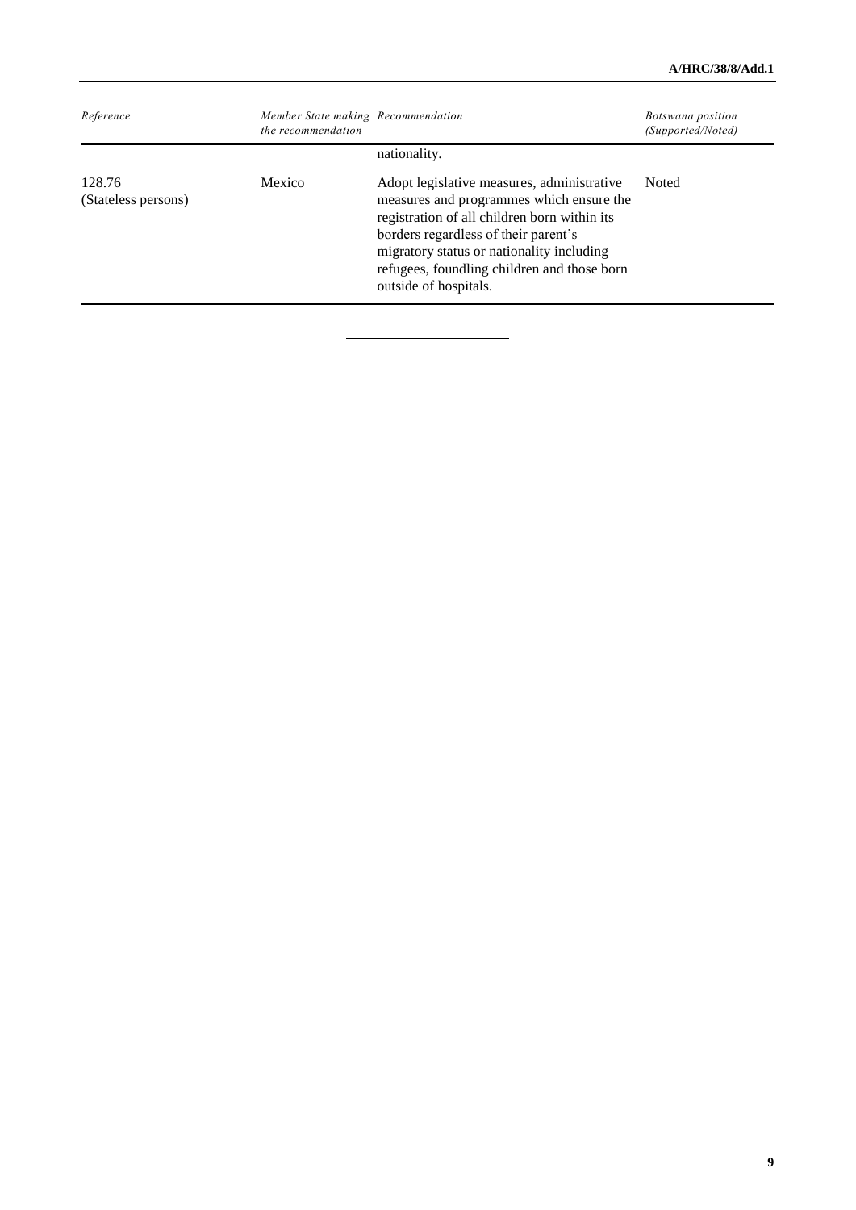| Reference | Member State making the recommendation | Recommendation | Botswana position (Supported/Noted) |
|---|---|---|---|
| | | nationality. | |
| 128.76 (Stateless persons) | Mexico | Adopt legislative measures, administrative measures and programmes which ensure the registration of all children born within its borders regardless of their parent's migratory status or nationality including refugees, foundling children and those born outside of hospitals. | Noted |